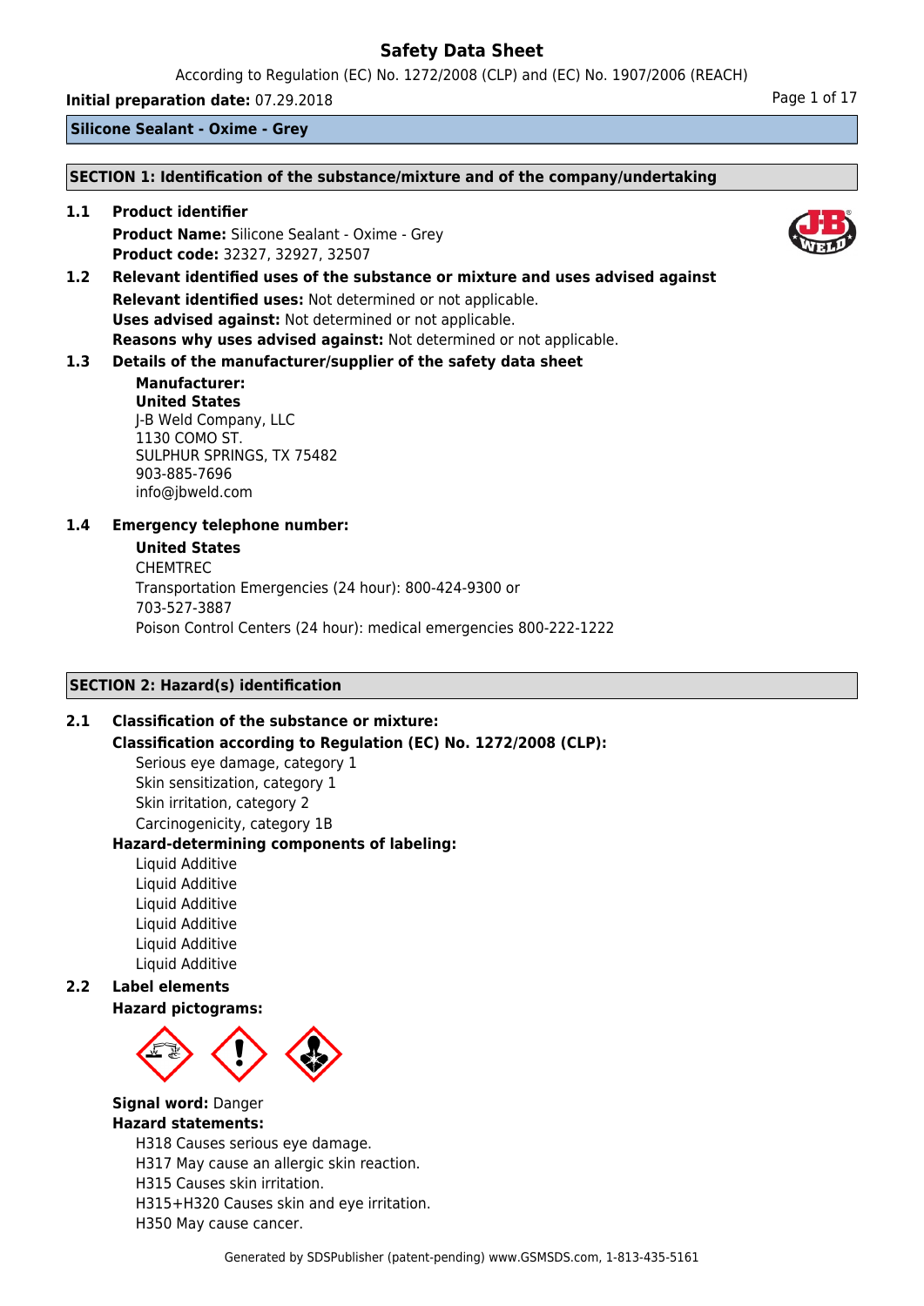# Safety Data Sheet

According to Regulation (EC) No. 1272/2008 (CLP) and (EC) No. 1907/2006 (REACH)

**Initial preparation date:** 07.29.2018

**Silicone Sealant - Oxime - Grey**

## SECTION 1: Identification of the substance/mixture and of the company/undertaking

### 1.1 Product identifier

**Product Name:** Silicone Sealant - Oxime - Grey
**Product code:** 32327, 32927, 32507

### 1.2 Relevant identified uses of the substance or mixture and uses advised against

**Relevant identified uses:** Not determined or not applicable.
**Uses advised against:** Not determined or not applicable.
**Reasons why uses advised against:** Not determined or not applicable.

### 1.3 Details of the manufacturer/supplier of the safety data sheet

**Manufacturer:**
**United States**
J-B Weld Company, LLC
1130 COMO ST.
SULPHUR SPRINGS, TX 75482
903-885-7696
info@jbweld.com

### 1.4 Emergency telephone number:

**United States**
CHEMTREC
Transportation Emergencies (24 hour): 800-424-9300 or
703-527-3887
Poison Control Centers (24 hour): medical emergencies 800-222-1222

## SECTION 2: Hazard(s) identification

### 2.1 Classification of the substance or mixture:

**Classification according to Regulation (EC) No. 1272/2008 (CLP):**

Serious eye damage, category 1
Skin sensitization, category 1
Skin irritation, category 2
Carcinogenicity, category 1B

**Hazard-determining components of labeling:**

Liquid Additive
Liquid Additive
Liquid Additive
Liquid Additive
Liquid Additive
Liquid Additive

### 2.2 Label elements

**Hazard pictograms:**

**Signal word:** Danger

**Hazard statements:**

H318 Causes serious eye damage.
H317 May cause an allergic skin reaction.
H315 Causes skin irritation.
H315+H320 Causes skin and eye irritation.
H350 May cause cancer.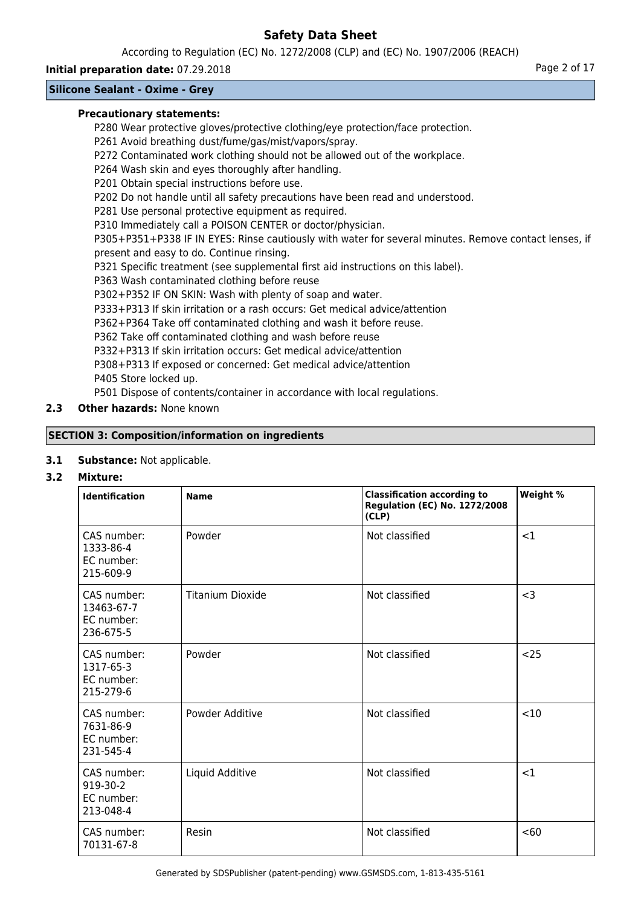**Precautionary statements:**

P280 Wear protective gloves/protective clothing/eye protection/face protection.
P261 Avoid breathing dust/fume/gas/mist/vapors/spray.
P272 Contaminated work clothing should not be allowed out of the workplace.
P264 Wash skin and eyes thoroughly after handling.
P201 Obtain special instructions before use.
P202 Do not handle until all safety precautions have been read and understood.
P281 Use personal protective equipment as required.
P310 Immediately call a POISON CENTER or doctor/physician.
P305+P351+P338 IF IN EYES: Rinse cautiously with water for several minutes. Remove contact lenses, if present and easy to do. Continue rinsing.
P321 Specific treatment (see supplemental first aid instructions on this label).
P363 Wash contaminated clothing before reuse
P302+P352 IF ON SKIN: Wash with plenty of soap and water.
P333+P313 If skin irritation or a rash occurs: Get medical advice/attention
P362+P364 Take off contaminated clothing and wash it before reuse.
P362 Take off contaminated clothing and wash before reuse
P332+P313 If skin irritation occurs: Get medical advice/attention
P308+P313 If exposed or concerned: Get medical advice/attention
P405 Store locked up.
P501 Dispose of contents/container in accordance with local regulations.

**2.3 Other hazards:** None known

## SECTION 3: Composition/information on ingredients

**3.1 Substance:** Not applicable.

**3.2 Mixture:**

| Identification | Name | Classification according to Regulation (EC) No. 1272/2008 (CLP) | Weight % |
|---|---|---|---|
| CAS number: 1333-86-4 EC number: 215-609-9 | Powder | Not classified | <1 |
| CAS number: 13463-67-7 EC number: 236-675-5 | Titanium Dioxide | Not classified | <3 |
| CAS number: 1317-65-3 EC number: 215-279-6 | Powder | Not classified | <25 |
| CAS number: 7631-86-9 EC number: 231-545-4 | Powder Additive | Not classified | <10 |
| CAS number: 919-30-2 EC number: 213-048-4 | Liquid Additive | Not classified | <1 |
| CAS number: 70131-67-8 | Resin | Not classified | <60 |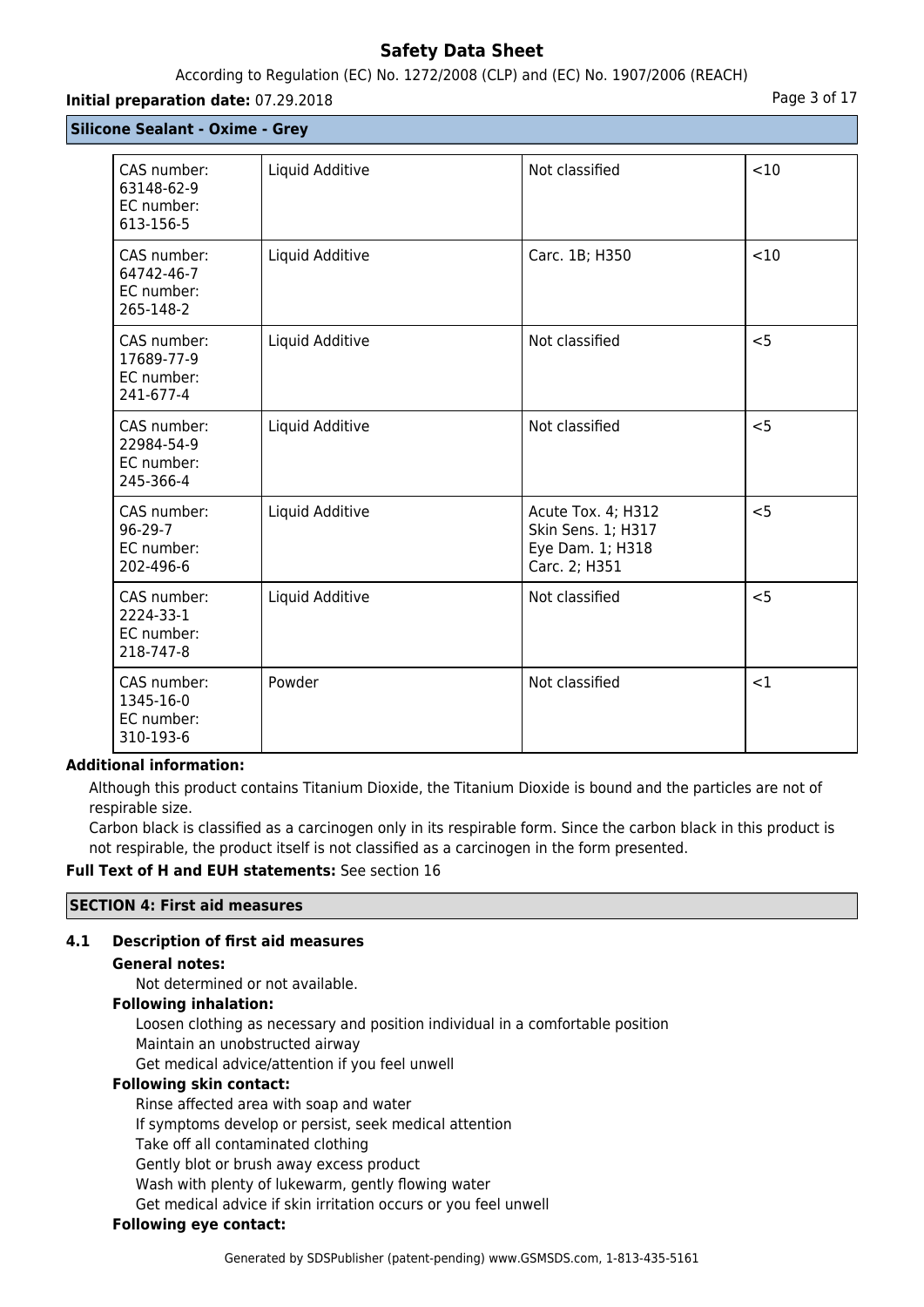**Silicone Sealant - Oxime - Grey**

| | | | |
|---|---|---|---|
| CAS number: 63148-62-9 EC number: 613-156-5 | Liquid Additive | Not classified | <10 |
| CAS number: 64742-46-7 EC number: 265-148-2 | Liquid Additive | Carc. 1B; H350 | <10 |
| CAS number: 17689-77-9 EC number: 241-677-4 | Liquid Additive | Not classified | <5 |
| CAS number: 22984-54-9 EC number: 245-366-4 | Liquid Additive | Not classified | <5 |
| CAS number: 96-29-7 EC number: 202-496-6 | Liquid Additive | Acute Tox. 4; H312 Skin Sens. 1; H317 Eye Dam. 1; H318 Carc. 2; H351 | <5 |
| CAS number: 2224-33-1 EC number: 218-747-8 | Liquid Additive | Not classified | <5 |
| CAS number: 1345-16-0 EC number: 310-193-6 | Powder | Not classified | <1 |

**Additional information:**

Although this product contains Titanium Dioxide, the Titanium Dioxide is bound and the particles are not of respirable size.

Carbon black is classified as a carcinogen only in its respirable form. Since the carbon black in this product is not respirable, the product itself is not classified as a carcinogen in the form presented.

**Full Text of H and EUH statements:** See section 16

## SECTION 4: First aid measures

### 4.1 Description of first aid measures

**General notes:**

Not determined or not available.

**Following inhalation:**

Loosen clothing as necessary and position individual in a comfortable position
Maintain an unobstructed airway
Get medical advice/attention if you feel unwell

**Following skin contact:**

Rinse affected area with soap and water
If symptoms develop or persist, seek medical attention
Take off all contaminated clothing
Gently blot or brush away excess product
Wash with plenty of lukewarm, gently flowing water
Get medical advice if skin irritation occurs or you feel unwell

**Following eye contact:**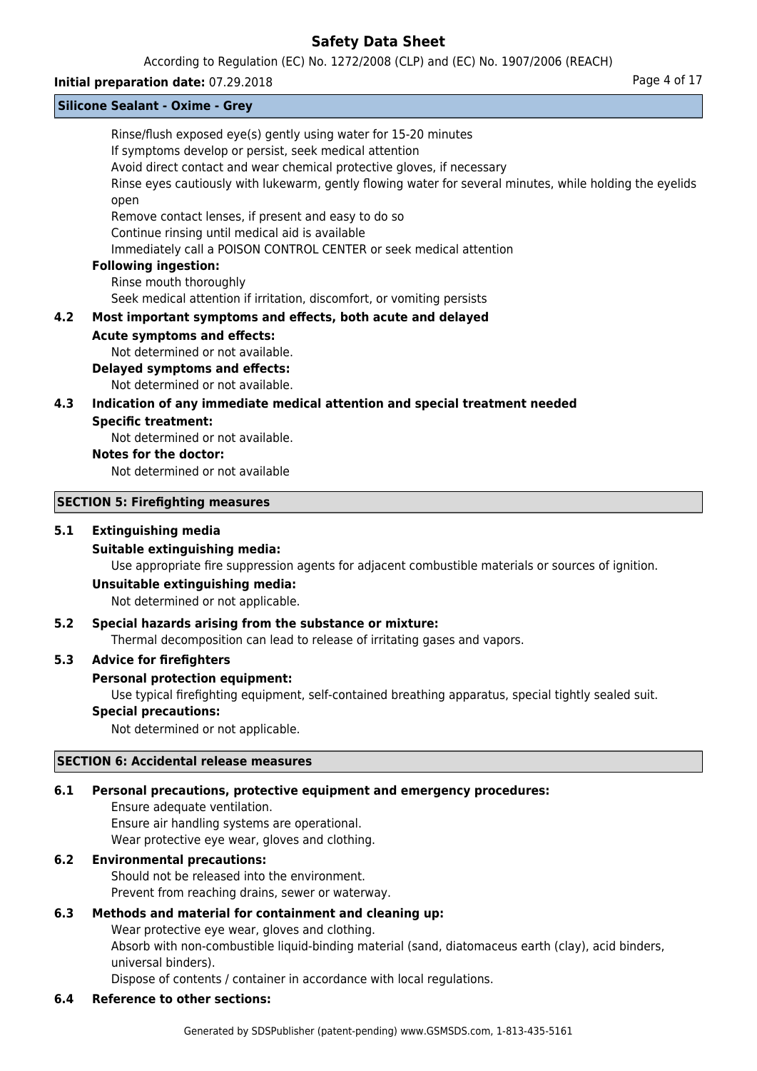Rinse/flush exposed eye(s) gently using water for 15-20 minutes
If symptoms develop or persist, seek medical attention
Avoid direct contact and wear chemical protective gloves, if necessary
Rinse eyes cautiously with lukewarm, gently flowing water for several minutes, while holding the eyelids open
Remove contact lenses, if present and easy to do so
Continue rinsing until medical aid is available
Immediately call a POISON CONTROL CENTER or seek medical attention

**Following ingestion:**

Rinse mouth thoroughly
Seek medical attention if irritation, discomfort, or vomiting persists

### 4.2 Most important symptoms and effects, both acute and delayed

**Acute symptoms and effects:**

Not determined or not available.

**Delayed symptoms and effects:**

Not determined or not available.

### 4.3 Indication of any immediate medical attention and special treatment needed

**Specific treatment:**

Not determined or not available.

**Notes for the doctor:**

Not determined or not available

## SECTION 5: Firefighting measures

### 5.1 Extinguishing media

**Suitable extinguishing media:**

Use appropriate fire suppression agents for adjacent combustible materials or sources of ignition.

**Unsuitable extinguishing media:**

Not determined or not applicable.

### 5.2 Special hazards arising from the substance or mixture:

Thermal decomposition can lead to release of irritating gases and vapors.

### 5.3 Advice for firefighters

**Personal protection equipment:**

Use typical firefighting equipment, self-contained breathing apparatus, special tightly sealed suit.

**Special precautions:**

Not determined or not applicable.

## SECTION 6: Accidental release measures

### 6.1 Personal precautions, protective equipment and emergency procedures:

Ensure adequate ventilation.
Ensure air handling systems are operational.
Wear protective eye wear, gloves and clothing.

### 6.2 Environmental precautions:

Should not be released into the environment.
Prevent from reaching drains, sewer or waterway.

### 6.3 Methods and material for containment and cleaning up:

Wear protective eye wear, gloves and clothing.
Absorb with non-combustible liquid-binding material (sand, diatomaceus earth (clay), acid binders, universal binders).
Dispose of contents / container in accordance with local regulations.

### 6.4 Reference to other sections: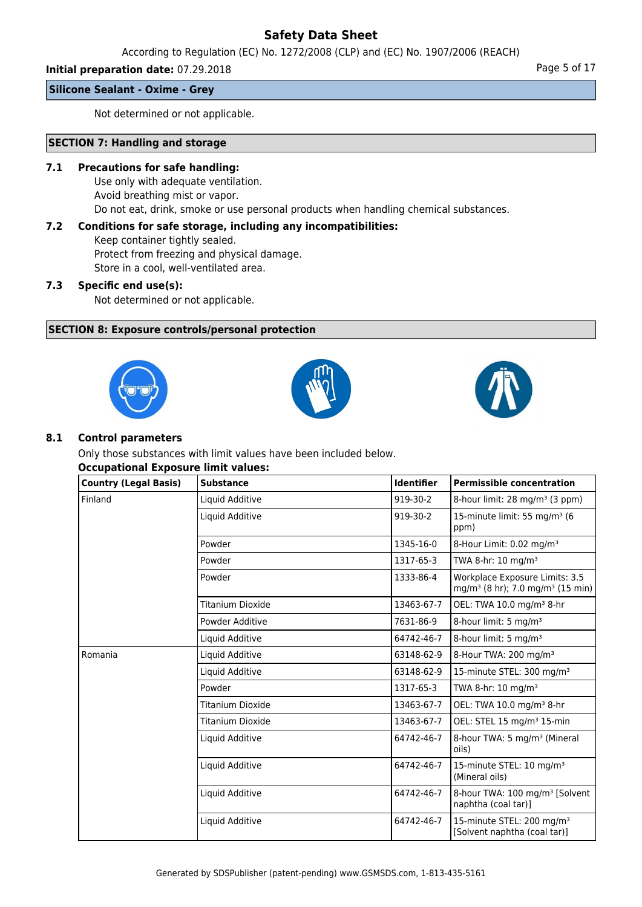Not determined or not applicable.

## SECTION 7: Handling and storage

**7.1 Precautions for safe handling:**

Use only with adequate ventilation.
Avoid breathing mist or vapor.
Do not eat, drink, smoke or use personal products when handling chemical substances.

**7.2 Conditions for safe storage, including any incompatibilities:**

Keep container tightly sealed.
Protect from freezing and physical damage.
Store in a cool, well-ventilated area.

**7.3 Specific end use(s):**

Not determined or not applicable.

## SECTION 8: Exposure controls/personal protection

**8.1 Control parameters**

Only those substances with limit values have been included below.

**Occupational Exposure limit values:**

| Country (Legal Basis) | Substance | Identifier | Permissible concentration |
|---|---|---|---|
| Finland | Liquid Additive | 919-30-2 | 8-hour limit: 28 mg/m³ (3 ppm) |
| | Liquid Additive | 919-30-2 | 15-minute limit: 55 mg/m³ (6 ppm) |
| | Powder | 1345-16-0 | 8-Hour Limit: 0.02 mg/m³ |
| | Powder | 1317-65-3 | TWA 8-hr: 10 mg/m³ |
| | Powder | 1333-86-4 | Workplace Exposure Limits: 3.5 mg/m³ (8 hr); 7.0 mg/m³ (15 min) |
| | Titanium Dioxide | 13463-67-7 | OEL: TWA 10.0 mg/m³ 8-hr |
| | Powder Additive | 7631-86-9 | 8-hour limit: 5 mg/m³ |
| | Liquid Additive | 64742-46-7 | 8-hour limit: 5 mg/m³ |
| Romania | Liquid Additive | 63148-62-9 | 8-Hour TWA: 200 mg/m³ |
| | Liquid Additive | 63148-62-9 | 15-minute STEL: 300 mg/m³ |
| | Powder | 1317-65-3 | TWA 8-hr: 10 mg/m³ |
| | Titanium Dioxide | 13463-67-7 | OEL: TWA 10.0 mg/m³ 8-hr |
| | Titanium Dioxide | 13463-67-7 | OEL: STEL 15 mg/m³ 15-min |
| | Liquid Additive | 64742-46-7 | 8-hour TWA: 5 mg/m³ (Mineral oils) |
| | Liquid Additive | 64742-46-7 | 15-minute STEL: 10 mg/m³ (Mineral oils) |
| | Liquid Additive | 64742-46-7 | 8-hour TWA: 100 mg/m³ [Solvent naphtha (coal tar)] |
| | Liquid Additive | 64742-46-7 | 15-minute STEL: 200 mg/m³ [Solvent naphtha (coal tar)] |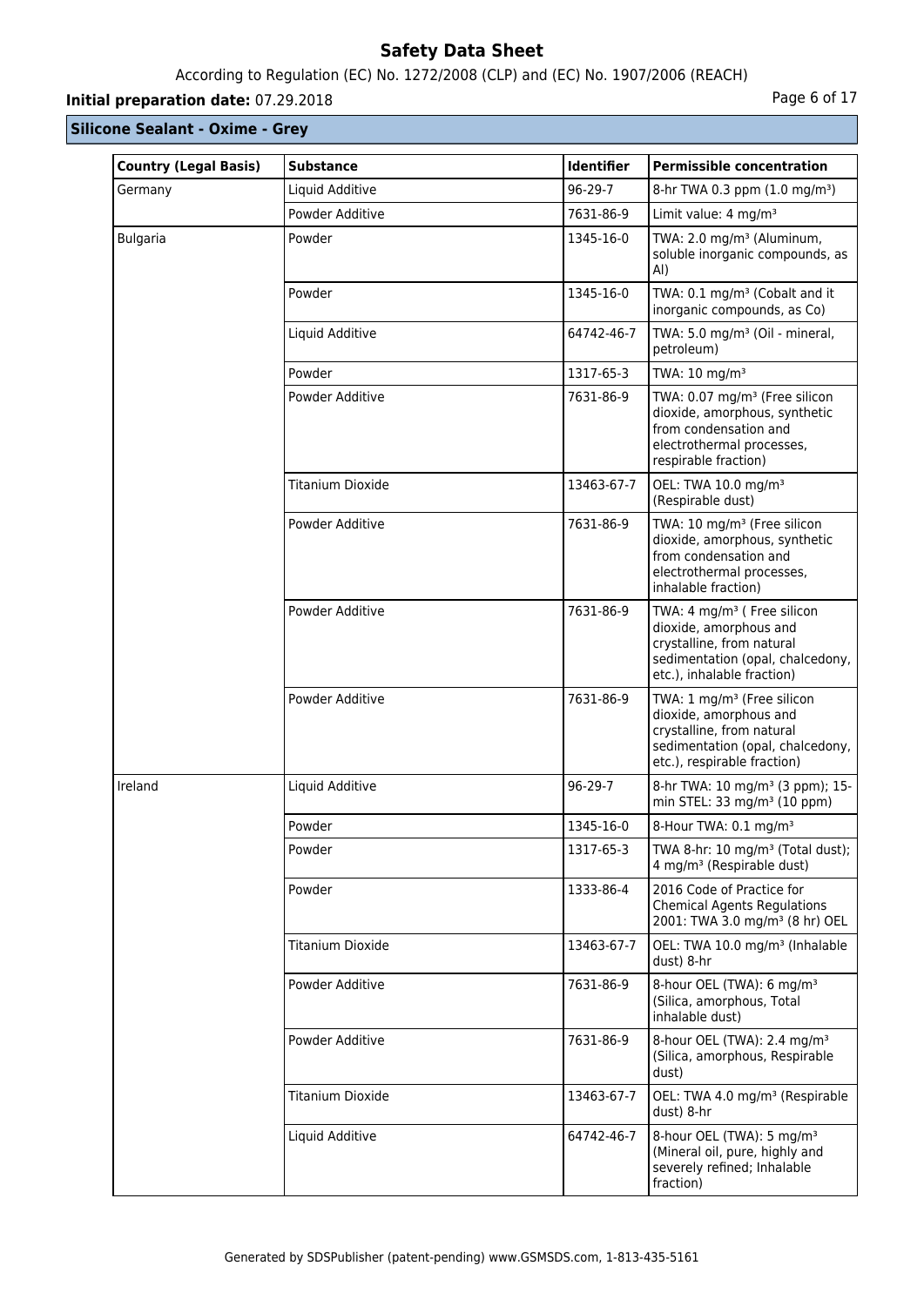## Silicone Sealant - Oxime - Grey

| Country (Legal Basis) | Substance | Identifier | Permissible concentration |
|---|---|---|---|
| Germany | Liquid Additive | 96-29-7 | 8-hr TWA 0.3 ppm (1.0 mg/m³) |
| | Powder Additive | 7631-86-9 | Limit value: 4 mg/m³ |
| Bulgaria | Powder | 1345-16-0 | TWA: 2.0 mg/m³ (Aluminum, soluble inorganic compounds, as Al) |
| | Powder | 1345-16-0 | TWA: 0.1 mg/m³ (Cobalt and it inorganic compounds, as Co) |
| | Liquid Additive | 64742-46-7 | TWA: 5.0 mg/m³ (Oil - mineral, petroleum) |
| | Powder | 1317-65-3 | TWA: 10 mg/m³ |
| | Powder Additive | 7631-86-9 | TWA: 0.07 mg/m³ (Free silicon dioxide, amorphous, synthetic from condensation and electrothermal processes, respirable fraction) |
| | Titanium Dioxide | 13463-67-7 | OEL: TWA 10.0 mg/m³ (Respirable dust) |
| | Powder Additive | 7631-86-9 | TWA: 10 mg/m³ (Free silicon dioxide, amorphous, synthetic from condensation and electrothermal processes, inhalable fraction) |
| | Powder Additive | 7631-86-9 | TWA: 4 mg/m³ ( Free silicon dioxide, amorphous and crystalline, from natural sedimentation (opal, chalcedony, etc.), inhalable fraction) |
| | Powder Additive | 7631-86-9 | TWA: 1 mg/m³ (Free silicon dioxide, amorphous and crystalline, from natural sedimentation (opal, chalcedony, etc.), respirable fraction) |
| Ireland | Liquid Additive | 96-29-7 | 8-hr TWA: 10 mg/m³ (3 ppm); 15-min STEL: 33 mg/m³ (10 ppm) |
| | Powder | 1345-16-0 | 8-Hour TWA: 0.1 mg/m³ |
| | Powder | 1317-65-3 | TWA 8-hr: 10 mg/m³ (Total dust); 4 mg/m³ (Respirable dust) |
| | Powder | 1333-86-4 | 2016 Code of Practice for Chemical Agents Regulations 2001: TWA 3.0 mg/m³ (8 hr) OEL |
| | Titanium Dioxide | 13463-67-7 | OEL: TWA 10.0 mg/m³ (Inhalable dust) 8-hr |
| | Powder Additive | 7631-86-9 | 8-hour OEL (TWA): 6 mg/m³ (Silica, amorphous, Total inhalable dust) |
| | Powder Additive | 7631-86-9 | 8-hour OEL (TWA): 2.4 mg/m³ (Silica, amorphous, Respirable dust) |
| | Titanium Dioxide | 13463-67-7 | OEL: TWA 4.0 mg/m³ (Respirable dust) 8-hr |
| | Liquid Additive | 64742-46-7 | 8-hour OEL (TWA): 5 mg/m³ (Mineral oil, pure, highly and severely refined; Inhalable fraction) |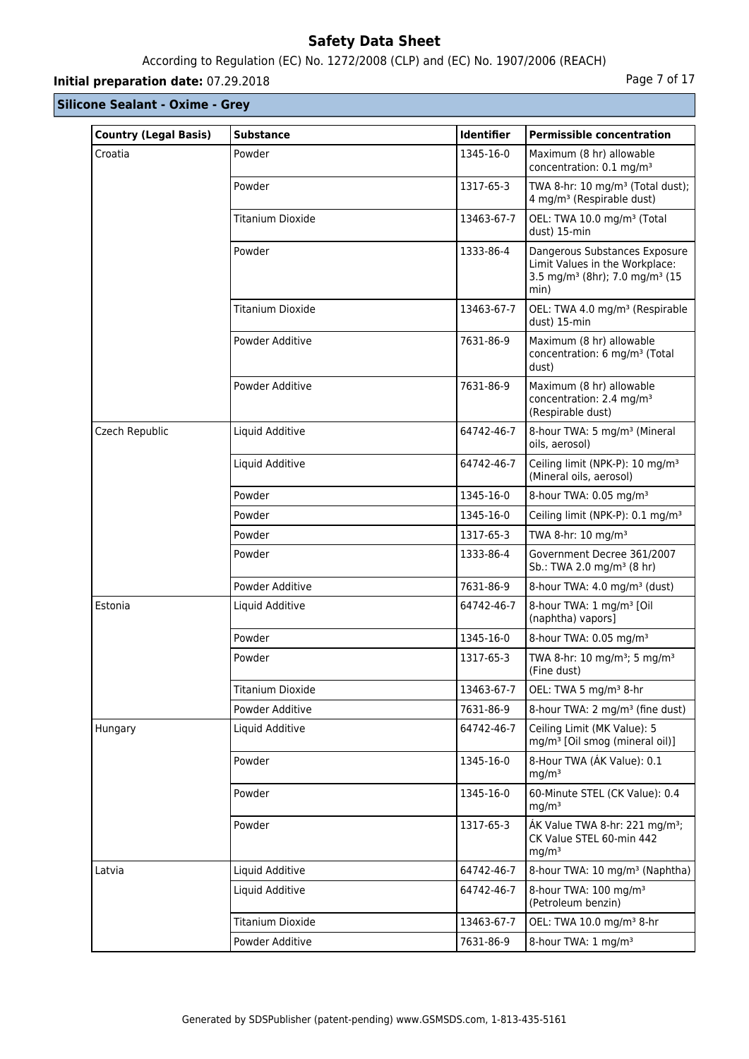**Silicone Sealant - Oxime - Grey**

| Country (Legal Basis) | Substance | Identifier | Permissible concentration |
| --- | --- | --- | --- |
| Croatia | Powder | 1345-16-0 | Maximum (8 hr) allowable concentration: 0.1 mg/m³ |
| | Powder | 1317-65-3 | TWA 8-hr: 10 mg/m³ (Total dust); 4 mg/m³ (Respirable dust) |
| | Titanium Dioxide | 13463-67-7 | OEL: TWA 10.0 mg/m³ (Total dust) 15-min |
| | Powder | 1333-86-4 | Dangerous Substances Exposure Limit Values in the Workplace: 3.5 mg/m³ (8hr); 7.0 mg/m³ (15 min) |
| | Titanium Dioxide | 13463-67-7 | OEL: TWA 4.0 mg/m³ (Respirable dust) 15-min |
| | Powder Additive | 7631-86-9 | Maximum (8 hr) allowable concentration: 6 mg/m³ (Total dust) |
| | Powder Additive | 7631-86-9 | Maximum (8 hr) allowable concentration: 2.4 mg/m³ (Respirable dust) |
| Czech Republic | Liquid Additive | 64742-46-7 | 8-hour TWA: 5 mg/m³ (Mineral oils, aerosol) |
| | Liquid Additive | 64742-46-7 | Ceiling limit (NPK-P): 10 mg/m³ (Mineral oils, aerosol) |
| | Powder | 1345-16-0 | 8-hour TWA: 0.05 mg/m³ |
| | Powder | 1345-16-0 | Ceiling limit (NPK-P): 0.1 mg/m³ |
| | Powder | 1317-65-3 | TWA 8-hr: 10 mg/m³ |
| | Powder | 1333-86-4 | Government Decree 361/2007 Sb.: TWA 2.0 mg/m³ (8 hr) |
| | Powder Additive | 7631-86-9 | 8-hour TWA: 4.0 mg/m³ (dust) |
| Estonia | Liquid Additive | 64742-46-7 | 8-hour TWA: 1 mg/m³ [Oil (naphtha) vapors] |
| | Powder | 1345-16-0 | 8-hour TWA: 0.05 mg/m³ |
| | Powder | 1317-65-3 | TWA 8-hr: 10 mg/m³; 5 mg/m³ (Fine dust) |
| | Titanium Dioxide | 13463-67-7 | OEL: TWA 5 mg/m³ 8-hr |
| | Powder Additive | 7631-86-9 | 8-hour TWA: 2 mg/m³ (fine dust) |
| Hungary | Liquid Additive | 64742-46-7 | Ceiling Limit (MK Value): 5 mg/m³ [Oil smog (mineral oil)] |
| | Powder | 1345-16-0 | 8-Hour TWA (ÁK Value): 0.1 mg/m³ |
| | Powder | 1345-16-0 | 60-Minute STEL (CK Value): 0.4 mg/m³ |
| | Powder | 1317-65-3 | ÁK Value TWA 8-hr: 221 mg/m³; CK Value STEL 60-min 442 mg/m³ |
| Latvia | Liquid Additive | 64742-46-7 | 8-hour TWA: 10 mg/m³ (Naphtha) |
| | Liquid Additive | 64742-46-7 | 8-hour TWA: 100 mg/m³ (Petroleum benzin) |
| | Titanium Dioxide | 13463-67-7 | OEL: TWA 10.0 mg/m³ 8-hr |
| | Powder Additive | 7631-86-9 | 8-hour TWA: 1 mg/m³ |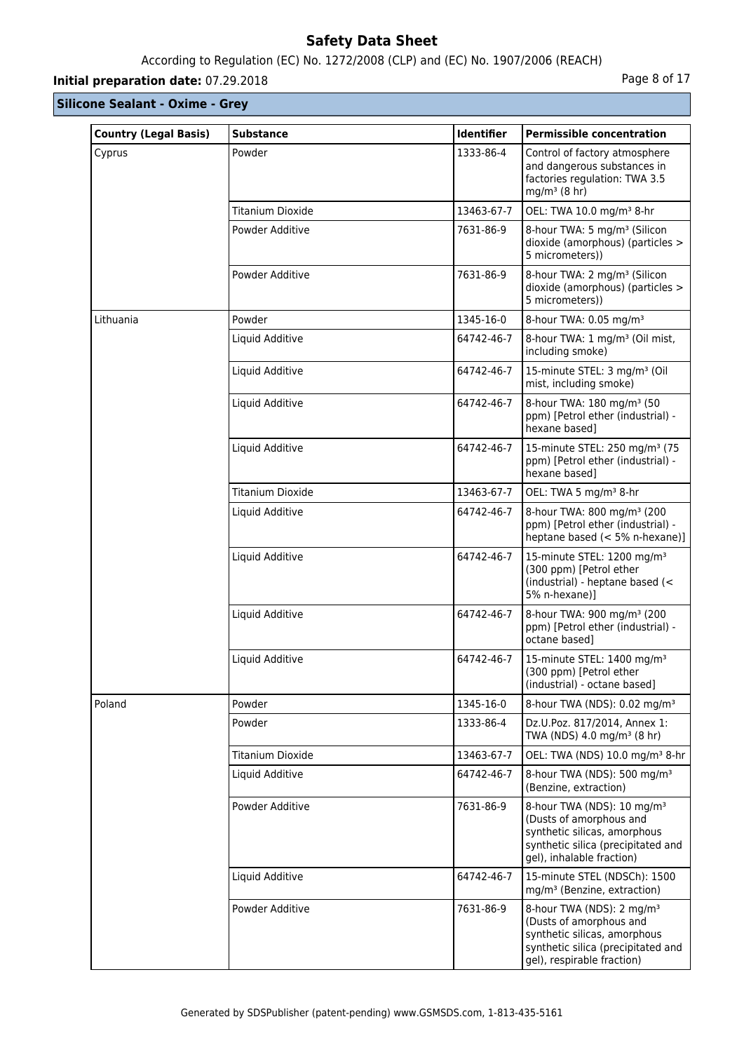**Silicone Sealant - Oxime - Grey**

| Country (Legal Basis) | Substance | Identifier | Permissible concentration |
|---|---|---|---|
| Cyprus | Powder | 1333-86-4 | Control of factory atmosphere and dangerous substances in factories regulation: TWA 3.5 mg/m³ (8 hr) |
| | Titanium Dioxide | 13463-67-7 | OEL: TWA 10.0 mg/m³ 8-hr |
| | Powder Additive | 7631-86-9 | 8-hour TWA: 5 mg/m³ (Silicon dioxide (amorphous) (particles > 5 micrometers)) |
| | Powder Additive | 7631-86-9 | 8-hour TWA: 2 mg/m³ (Silicon dioxide (amorphous) (particles > 5 micrometers)) |
| Lithuania | Powder | 1345-16-0 | 8-hour TWA: 0.05 mg/m³ |
| | Liquid Additive | 64742-46-7 | 8-hour TWA: 1 mg/m³ (Oil mist, including smoke) |
| | Liquid Additive | 64742-46-7 | 15-minute STEL: 3 mg/m³ (Oil mist, including smoke) |
| | Liquid Additive | 64742-46-7 | 8-hour TWA: 180 mg/m³ (50 ppm) [Petrol ether (industrial) - hexane based] |
| | Liquid Additive | 64742-46-7 | 15-minute STEL: 250 mg/m³ (75 ppm) [Petrol ether (industrial) - hexane based] |
| | Titanium Dioxide | 13463-67-7 | OEL: TWA 5 mg/m³ 8-hr |
| | Liquid Additive | 64742-46-7 | 8-hour TWA: 800 mg/m³ (200 ppm) [Petrol ether (industrial) - heptane based (< 5% n-hexane)] |
| | Liquid Additive | 64742-46-7 | 15-minute STEL: 1200 mg/m³ (300 ppm) [Petrol ether (industrial) - heptane based (< 5% n-hexane)] |
| | Liquid Additive | 64742-46-7 | 8-hour TWA: 900 mg/m³ (200 ppm) [Petrol ether (industrial) - octane based] |
| | Liquid Additive | 64742-46-7 | 15-minute STEL: 1400 mg/m³ (300 ppm) [Petrol ether (industrial) - octane based] |
| Poland | Powder | 1345-16-0 | 8-hour TWA (NDS): 0.02 mg/m³ |
| | Powder | 1333-86-4 | Dz.U.Poz. 817/2014, Annex 1: TWA (NDS) 4.0 mg/m³ (8 hr) |
| | Titanium Dioxide | 13463-67-7 | OEL: TWA (NDS) 10.0 mg/m³ 8-hr |
| | Liquid Additive | 64742-46-7 | 8-hour TWA (NDS): 500 mg/m³ (Benzine, extraction) |
| | Powder Additive | 7631-86-9 | 8-hour TWA (NDS): 10 mg/m³ (Dusts of amorphous and synthetic silicas, amorphous synthetic silica (precipitated and gel), inhalable fraction) |
| | Liquid Additive | 64742-46-7 | 15-minute STEL (NDSCh): 1500 mg/m³ (Benzine, extraction) |
| | Powder Additive | 7631-86-9 | 8-hour TWA (NDS): 2 mg/m³ (Dusts of amorphous and synthetic silicas, amorphous synthetic silica (precipitated and gel), respirable fraction) |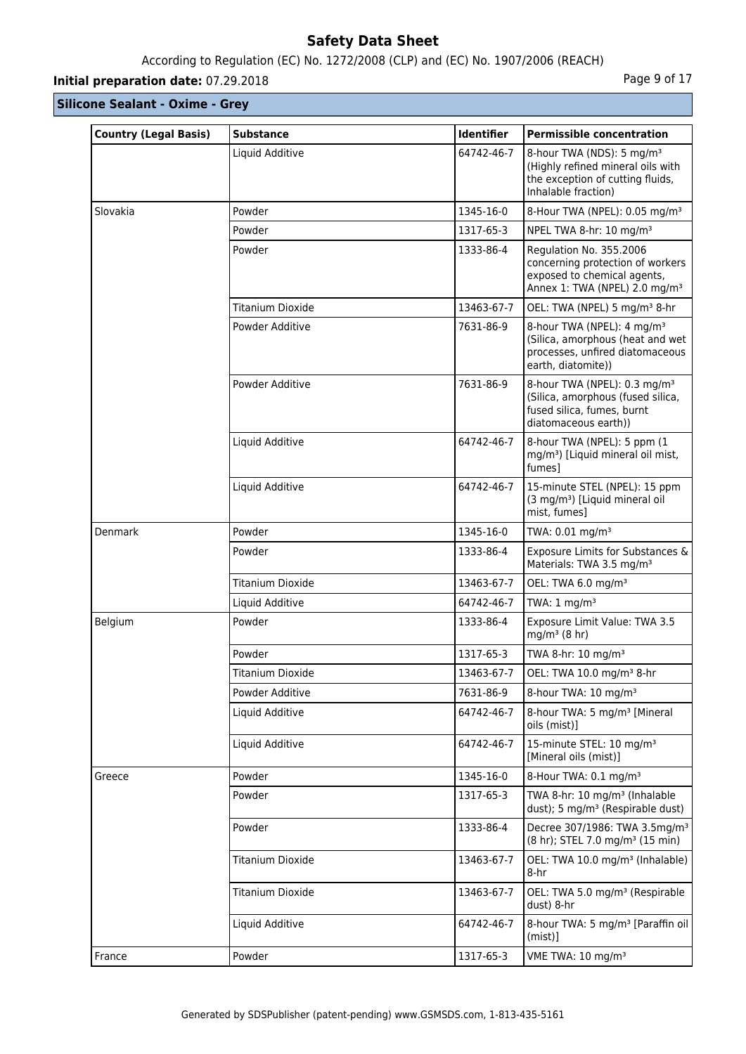## Silicone Sealant - Oxime - Grey

| Country (Legal Basis) | Substance | Identifier | Permissible concentration |
|---|---|---|---|
| | Liquid Additive | 64742-46-7 | 8-hour TWA (NDS): 5 mg/m³ (Highly refined mineral oils with the exception of cutting fluids, Inhalable fraction) |
| Slovakia | Powder | 1345-16-0 | 8-Hour TWA (NPEL): 0.05 mg/m³ |
| | Powder | 1317-65-3 | NPEL TWA 8-hr: 10 mg/m³ |
| | Powder | 1333-86-4 | Regulation No. 355.2006 concerning protection of workers exposed to chemical agents, Annex 1: TWA (NPEL) 2.0 mg/m³ |
| | Titanium Dioxide | 13463-67-7 | OEL: TWA (NPEL) 5 mg/m³ 8-hr |
| | Powder Additive | 7631-86-9 | 8-hour TWA (NPEL): 4 mg/m³ (Silica, amorphous (heat and wet processes, unfired diatomaceous earth, diatomite)) |
| | Powder Additive | 7631-86-9 | 8-hour TWA (NPEL): 0.3 mg/m³ (Silica, amorphous (fused silica, fused silica, fumes, burnt diatomaceous earth)) |
| | Liquid Additive | 64742-46-7 | 8-hour TWA (NPEL): 5 ppm (1 mg/m³) [Liquid mineral oil mist, fumes] |
| | Liquid Additive | 64742-46-7 | 15-minute STEL (NPEL): 15 ppm (3 mg/m³) [Liquid mineral oil mist, fumes] |
| Denmark | Powder | 1345-16-0 | TWA: 0.01 mg/m³ |
| | Powder | 1333-86-4 | Exposure Limits for Substances & Materials: TWA 3.5 mg/m³ |
| | Titanium Dioxide | 13463-67-7 | OEL: TWA 6.0 mg/m³ |
| | Liquid Additive | 64742-46-7 | TWA: 1 mg/m³ |
| Belgium | Powder | 1333-86-4 | Exposure Limit Value: TWA 3.5 mg/m³ (8 hr) |
| | Powder | 1317-65-3 | TWA 8-hr: 10 mg/m³ |
| | Titanium Dioxide | 13463-67-7 | OEL: TWA 10.0 mg/m³ 8-hr |
| | Powder Additive | 7631-86-9 | 8-hour TWA: 10 mg/m³ |
| | Liquid Additive | 64742-46-7 | 8-hour TWA: 5 mg/m³ [Mineral oils (mist)] |
| | Liquid Additive | 64742-46-7 | 15-minute STEL: 10 mg/m³ [Mineral oils (mist)] |
| Greece | Powder | 1345-16-0 | 8-Hour TWA: 0.1 mg/m³ |
| | Powder | 1317-65-3 | TWA 8-hr: 10 mg/m³ (Inhalable dust); 5 mg/m³ (Respirable dust) |
| | Powder | 1333-86-4 | Decree 307/1986: TWA 3.5mg/m³ (8 hr); STEL 7.0 mg/m³ (15 min) |
| | Titanium Dioxide | 13463-67-7 | OEL: TWA 10.0 mg/m³ (Inhalable) 8-hr |
| | Titanium Dioxide | 13463-67-7 | OEL: TWA 5.0 mg/m³ (Respirable dust) 8-hr |
| | Liquid Additive | 64742-46-7 | 8-hour TWA: 5 mg/m³ [Paraffin oil (mist)] |
| France | Powder | 1317-65-3 | VME TWA: 10 mg/m³ |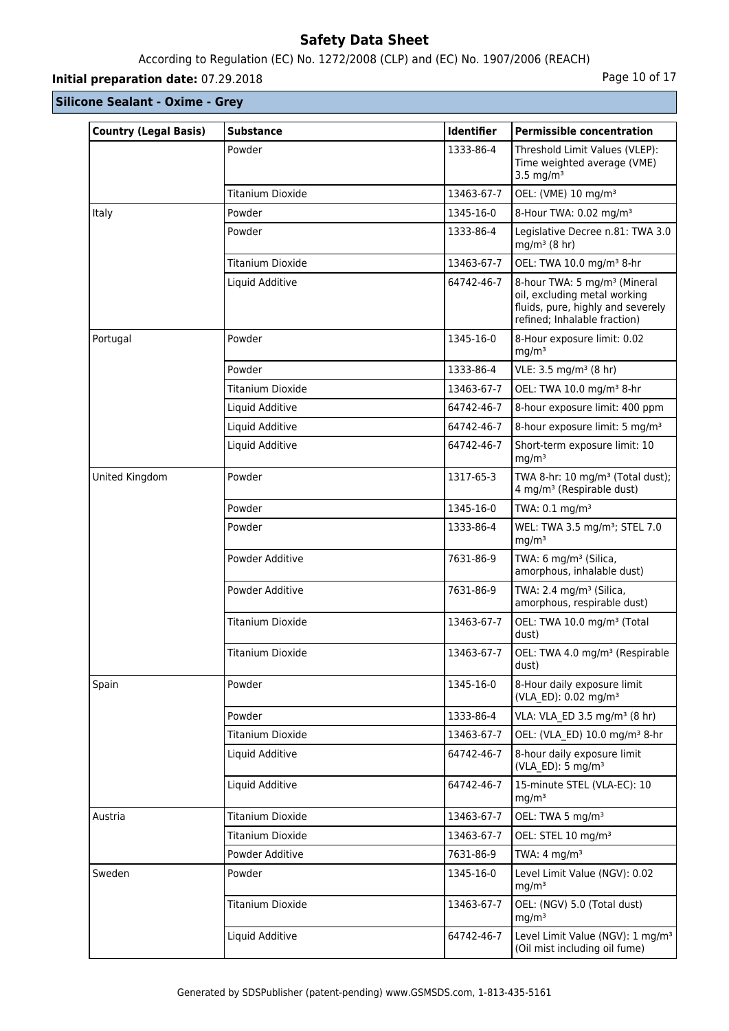**Silicone Sealant - Oxime - Grey**

| Country (Legal Basis) | Substance | Identifier | Permissible concentration |
|---|---|---|---|
| | Powder | 1333-86-4 | Threshold Limit Values (VLEP): Time weighted average (VME) 3.5 mg/m³ |
| | Titanium Dioxide | 13463-67-7 | OEL: (VME) 10 mg/m³ |
| Italy | Powder | 1345-16-0 | 8-Hour TWA: 0.02 mg/m³ |
| | Powder | 1333-86-4 | Legislative Decree n.81: TWA 3.0 mg/m³ (8 hr) |
| | Titanium Dioxide | 13463-67-7 | OEL: TWA 10.0 mg/m³ 8-hr |
| | Liquid Additive | 64742-46-7 | 8-hour TWA: 5 mg/m³ (Mineral oil, excluding metal working fluids, pure, highly and severely refined; Inhalable fraction) |
| Portugal | Powder | 1345-16-0 | 8-Hour exposure limit: 0.02 mg/m³ |
| | Powder | 1333-86-4 | VLE: 3.5 mg/m³ (8 hr) |
| | Titanium Dioxide | 13463-67-7 | OEL: TWA 10.0 mg/m³ 8-hr |
| | Liquid Additive | 64742-46-7 | 8-hour exposure limit: 400 ppm |
| | Liquid Additive | 64742-46-7 | 8-hour exposure limit: 5 mg/m³ |
| | Liquid Additive | 64742-46-7 | Short-term exposure limit: 10 mg/m³ |
| United Kingdom | Powder | 1317-65-3 | TWA 8-hr: 10 mg/m³ (Total dust); 4 mg/m³ (Respirable dust) |
| | Powder | 1345-16-0 | TWA: 0.1 mg/m³ |
| | Powder | 1333-86-4 | WEL: TWA 3.5 mg/m³; STEL 7.0 mg/m³ |
| | Powder Additive | 7631-86-9 | TWA: 6 mg/m³ (Silica, amorphous, inhalable dust) |
| | Powder Additive | 7631-86-9 | TWA: 2.4 mg/m³ (Silica, amorphous, respirable dust) |
| | Titanium Dioxide | 13463-67-7 | OEL: TWA 10.0 mg/m³ (Total dust) |
| | Titanium Dioxide | 13463-67-7 | OEL: TWA 4.0 mg/m³ (Respirable dust) |
| Spain | Powder | 1345-16-0 | 8-Hour daily exposure limit (VLA_ED): 0.02 mg/m³ |
| | Powder | 1333-86-4 | VLA: VLA_ED 3.5 mg/m³ (8 hr) |
| | Titanium Dioxide | 13463-67-7 | OEL: (VLA_ED) 10.0 mg/m³ 8-hr |
| | Liquid Additive | 64742-46-7 | 8-hour daily exposure limit (VLA_ED): 5 mg/m³ |
| | Liquid Additive | 64742-46-7 | 15-minute STEL (VLA-EC): 10 mg/m³ |
| Austria | Titanium Dioxide | 13463-67-7 | OEL: TWA 5 mg/m³ |
| | Titanium Dioxide | 13463-67-7 | OEL: STEL 10 mg/m³ |
| | Powder Additive | 7631-86-9 | TWA: 4 mg/m³ |
| Sweden | Powder | 1345-16-0 | Level Limit Value (NGV): 0.02 mg/m³ |
| | Titanium Dioxide | 13463-67-7 | OEL: (NGV) 5.0 (Total dust) mg/m³ |
| | Liquid Additive | 64742-46-7 | Level Limit Value (NGV): 1 mg/m³ (Oil mist including oil fume) |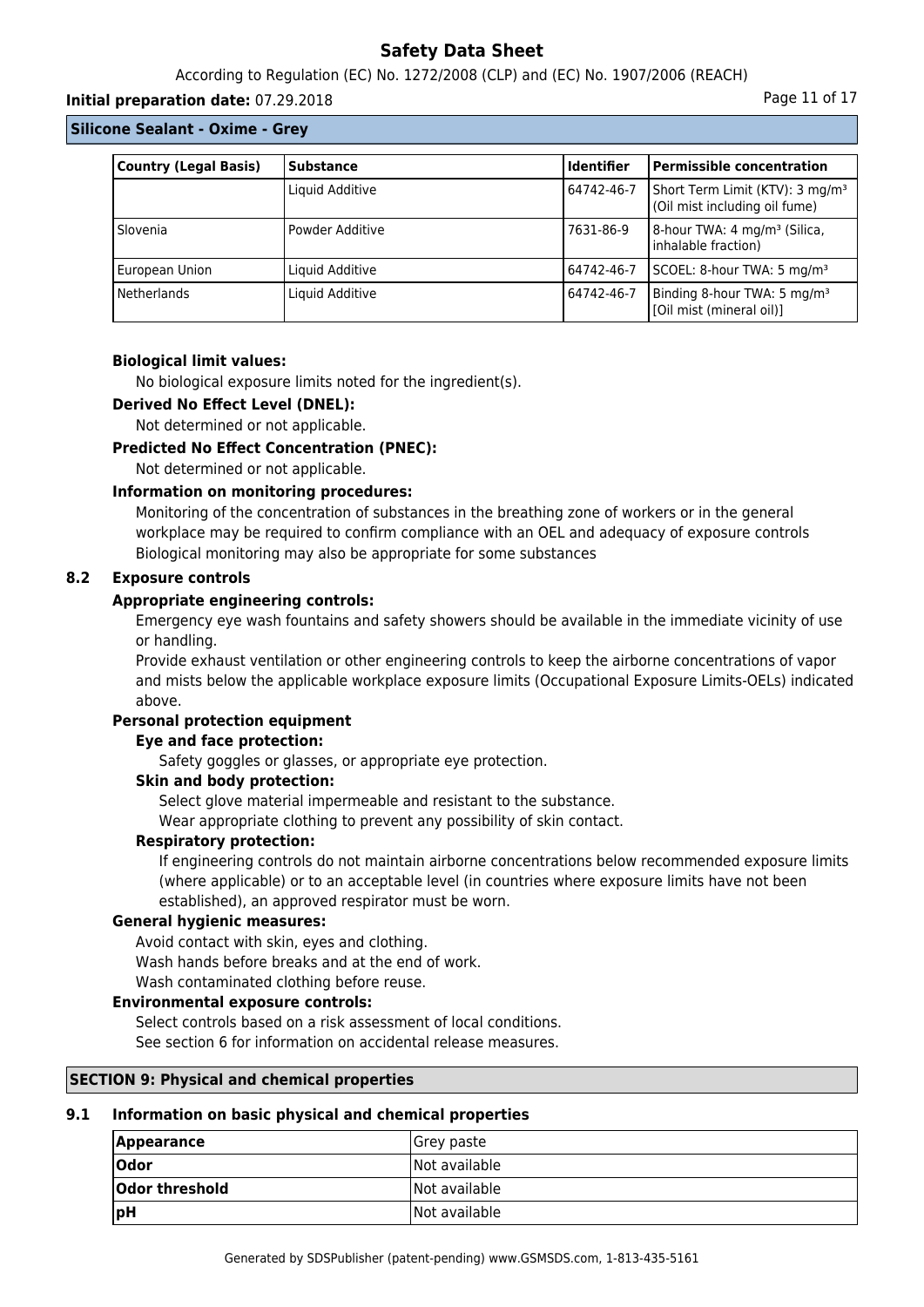**Silicone Sealant - Oxime - Grey**

| Country (Legal Basis) | Substance | Identifier | Permissible concentration |
|---|---|---|---|
| | Liquid Additive | 64742-46-7 | Short Term Limit (KTV): 3 mg/m³ (Oil mist including oil fume) |
| Slovenia | Powder Additive | 7631-86-9 | 8-hour TWA: 4 mg/m³ (Silica, inhalable fraction) |
| European Union | Liquid Additive | 64742-46-7 | SCOEL: 8-hour TWA: 5 mg/m³ |
| Netherlands | Liquid Additive | 64742-46-7 | Binding 8-hour TWA: 5 mg/m³ [Oil mist (mineral oil)] |

**Biological limit values:**

No biological exposure limits noted for the ingredient(s).

**Derived No Effect Level (DNEL):**

Not determined or not applicable.

**Predicted No Effect Concentration (PNEC):**

Not determined or not applicable.

**Information on monitoring procedures:**

Monitoring of the concentration of substances in the breathing zone of workers or in the general workplace may be required to confirm compliance with an OEL and adequacy of exposure controls
Biological monitoring may also be appropriate for some substances

## 8.2 Exposure controls

**Appropriate engineering controls:**

Emergency eye wash fountains and safety showers should be available in the immediate vicinity of use or handling.
Provide exhaust ventilation or other engineering controls to keep the airborne concentrations of vapor and mists below the applicable workplace exposure limits (Occupational Exposure Limits-OELs) indicated above.

**Personal protection equipment**

**Eye and face protection:**

Safety goggles or glasses, or appropriate eye protection.

**Skin and body protection:**

Select glove material impermeable and resistant to the substance.
Wear appropriate clothing to prevent any possibility of skin contact.

**Respiratory protection:**

If engineering controls do not maintain airborne concentrations below recommended exposure limits (where applicable) or to an acceptable level (in countries where exposure limits have not been established), an approved respirator must be worn.

**General hygienic measures:**

Avoid contact with skin, eyes and clothing.
Wash hands before breaks and at the end of work.
Wash contaminated clothing before reuse.

**Environmental exposure controls:**

Select controls based on a risk assessment of local conditions.
See section 6 for information on accidental release measures.

## SECTION 9: Physical and chemical properties

## 9.1 Information on basic physical and chemical properties

| Appearance | Grey paste |
|---|---|
| Odor | Not available |
| Odor threshold | Not available |
| pH | Not available |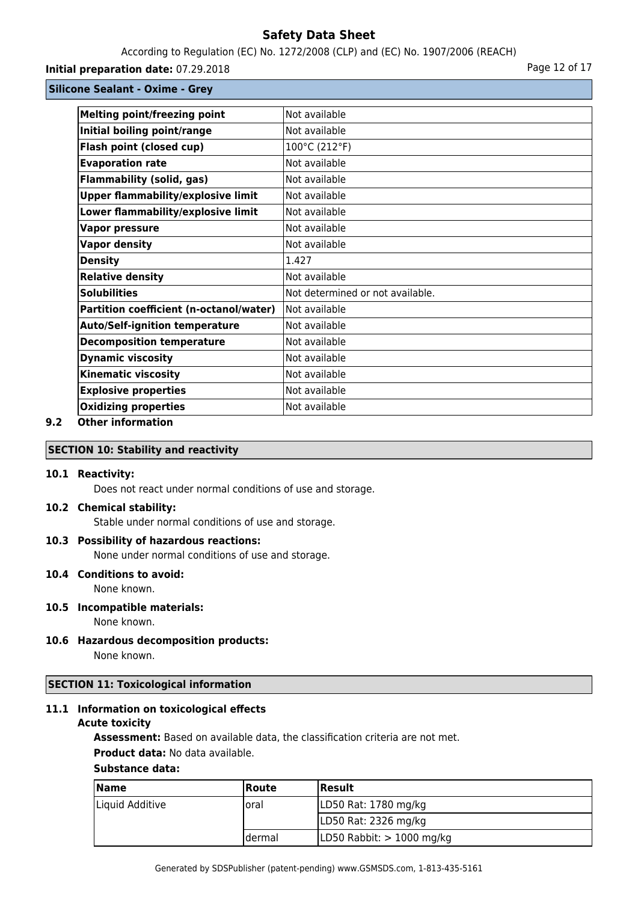**Silicone Sealant - Oxime - Grey**

| | |
|---|---|
| **Melting point/freezing point** | Not available |
| **Initial boiling point/range** | Not available |
| **Flash point (closed cup)** | 100°C (212°F) |
| **Evaporation rate** | Not available |
| **Flammability (solid, gas)** | Not available |
| **Upper flammability/explosive limit** | Not available |
| **Lower flammability/explosive limit** | Not available |
| **Vapor pressure** | Not available |
| **Vapor density** | Not available |
| **Density** | 1.427 |
| **Relative density** | Not available |
| **Solubilities** | Not determined or not available. |
| **Partition coefficient (n-octanol/water)** | Not available |
| **Auto/Self-ignition temperature** | Not available |
| **Decomposition temperature** | Not available |
| **Dynamic viscosity** | Not available |
| **Kinematic viscosity** | Not available |
| **Explosive properties** | Not available |
| **Oxidizing properties** | Not available |

**9.2 Other information**

## SECTION 10: Stability and reactivity

**10.1 Reactivity:**

Does not react under normal conditions of use and storage.

**10.2 Chemical stability:**

Stable under normal conditions of use and storage.

**10.3 Possibility of hazardous reactions:**

None under normal conditions of use and storage.

**10.4 Conditions to avoid:**

None known.

**10.5 Incompatible materials:**

None known.

**10.6 Hazardous decomposition products:**

None known.

## SECTION 11: Toxicological information

**11.1 Information on toxicological effects**

**Acute toxicity**

**Assessment:** Based on available data, the classification criteria are not met.

**Product data:** No data available.

**Substance data:**

| Name | Route | Result |
|---|---|---|
| Liquid Additive | oral | LD50 Rat: 1780 mg/kg |
| | | LD50 Rat: 2326 mg/kg |
| | dermal | LD50 Rabbit: > 1000 mg/kg |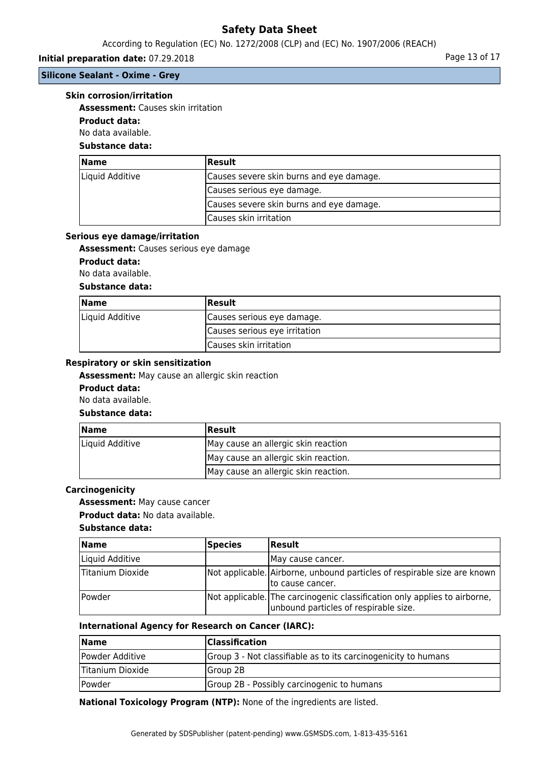**Silicone Sealant - Oxime - Grey**

### Skin corrosion/irritation

**Assessment:** Causes skin irritation

**Product data:**

No data available.

**Substance data:**

| Name | Result |
|---|---|
| Liquid Additive | Causes severe skin burns and eye damage. |
| | Causes serious eye damage. |
| | Causes severe skin burns and eye damage. |
| | Causes skin irritation |

### Serious eye damage/irritation

**Assessment:** Causes serious eye damage

**Product data:**

No data available.

**Substance data:**

| Name | Result |
|---|---|
| Liquid Additive | Causes serious eye damage. |
| | Causes serious eye irritation |
| | Causes skin irritation |

### Respiratory or skin sensitization

**Assessment:** May cause an allergic skin reaction

**Product data:**

No data available.

**Substance data:**

| Name | Result |
|---|---|
| Liquid Additive | May cause an allergic skin reaction |
| | May cause an allergic skin reaction. |
| | May cause an allergic skin reaction. |

### Carcinogenicity

**Assessment:** May cause cancer

**Product data:** No data available.

**Substance data:**

| Name | Species | Result |
|---|---|---|
| Liquid Additive | | May cause cancer. |
| Titanium Dioxide | Not applicable. | Airborne, unbound particles of respirable size are known to cause cancer. |
| Powder | Not applicable. | The carcinogenic classification only applies to airborne, unbound particles of respirable size. |

**International Agency for Research on Cancer (IARC):**

| Name | Classification |
|---|---|
| Powder Additive | Group 3 - Not classifiable as to its carcinogenicity to humans |
| Titanium Dioxide | Group 2B |
| Powder | Group 2B - Possibly carcinogenic to humans |

**National Toxicology Program (NTP):** None of the ingredients are listed.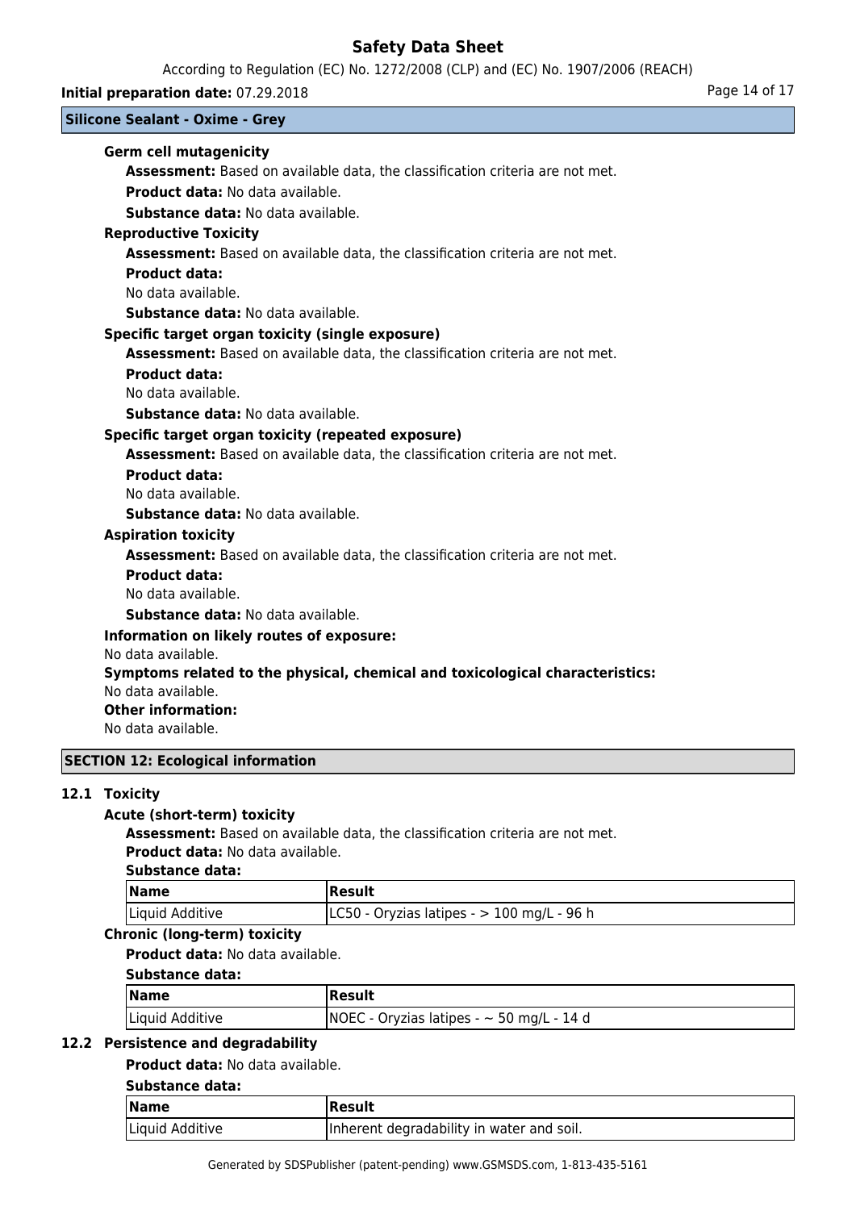**Silicone Sealant - Oxime - Grey**

**Germ cell mutagenicity**

**Assessment:** Based on available data, the classification criteria are not met.

**Product data:** No data available.

**Substance data:** No data available.

**Reproductive Toxicity**

**Assessment:** Based on available data, the classification criteria are not met.

**Product data:**

No data available.

**Substance data:** No data available.

**Specific target organ toxicity (single exposure)**

**Assessment:** Based on available data, the classification criteria are not met.

**Product data:**

No data available.

**Substance data:** No data available.

**Specific target organ toxicity (repeated exposure)**

**Assessment:** Based on available data, the classification criteria are not met.

**Product data:**

No data available.

**Substance data:** No data available.

**Aspiration toxicity**

**Assessment:** Based on available data, the classification criteria are not met.

**Product data:**

No data available.

**Substance data:** No data available.

**Information on likely routes of exposure:**

No data available.

**Symptoms related to the physical, chemical and toxicological characteristics:**

No data available.

**Other information:**

No data available.

## SECTION 12: Ecological information

### 12.1 Toxicity

**Acute (short-term) toxicity**

**Assessment:** Based on available data, the classification criteria are not met.

**Product data:** No data available.

**Substance data:**

| Name | Result |
|---|---|
| Liquid Additive | LC50 - Oryzias latipes - > 100 mg/L - 96 h |

**Chronic (long-term) toxicity**

**Product data:** No data available.

**Substance data:**

| Name | Result |
|---|---|
| Liquid Additive | NOEC - Oryzias latipes - ~ 50 mg/L - 14 d |

### 12.2 Persistence and degradability

**Product data:** No data available.

**Substance data:**

| Name | Result |
|---|---|
| Liquid Additive | Inherent degradability in water and soil. |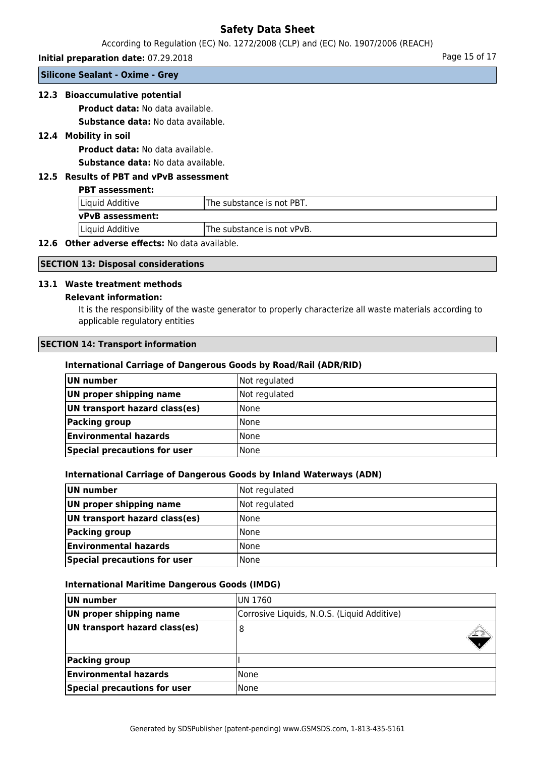**Silicone Sealant - Oxime - Grey**

### 12.3 Bioaccumulative potential

**Product data:** No data available.

**Substance data:** No data available.

### 12.4 Mobility in soil

**Product data:** No data available.

**Substance data:** No data available.

### 12.5 Results of PBT and vPvB assessment

**PBT assessment:**

| Liquid Additive | The substance is not PBT. |
|---|---|

**vPvB assessment:**

| Liquid Additive | The substance is not vPvB. |
|---|---|

### 12.6 Other adverse effects: No data available.

## SECTION 13: Disposal considerations

### 13.1 Waste treatment methods

**Relevant information:**

It is the responsibility of the waste generator to properly characterize all waste materials according to applicable regulatory entities

## SECTION 14: Transport information

**International Carriage of Dangerous Goods by Road/Rail (ADR/RID)**

| UN number | Not regulated |
|---|---|
| UN proper shipping name | Not regulated |
| UN transport hazard class(es) | None |
| Packing group | None |
| Environmental hazards | None |
| Special precautions for user | None |

**International Carriage of Dangerous Goods by Inland Waterways (ADN)**

| UN number | Not regulated |
|---|---|
| UN proper shipping name | Not regulated |
| UN transport hazard class(es) | None |
| Packing group | None |
| Environmental hazards | None |
| Special precautions for user | None |

**International Maritime Dangerous Goods (IMDG)**

| UN number | UN 1760 |
|---|---|
| UN proper shipping name | Corrosive Liquids, N.O.S. (Liquid Additive) |
| UN transport hazard class(es) | 8 |
| Packing group | I |
| Environmental hazards | None |
| Special precautions for user | None |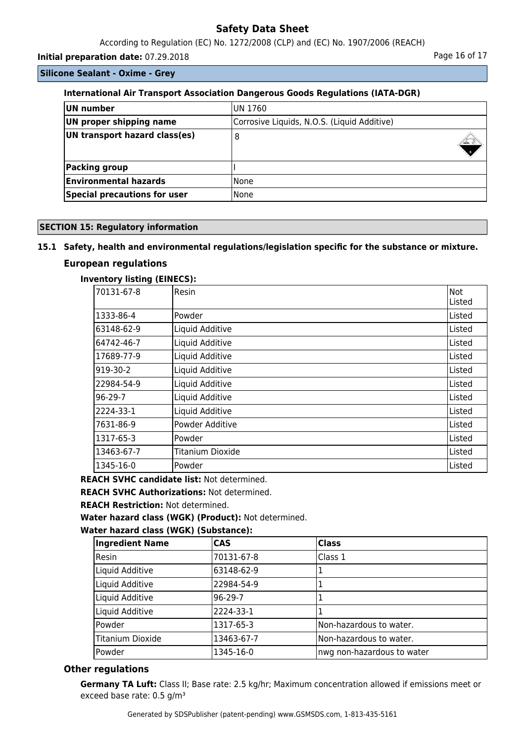## Silicone Sealant - Oxime - Grey

### International Air Transport Association Dangerous Goods Regulations (IATA-DGR)

| | |
|---|---|
| **UN number** | UN 1760 |
| **UN proper shipping name** | Corrosive Liquids, N.O.S. (Liquid Additive) |
| **UN transport hazard class(es)** | 8 |
| **Packing group** | I |
| **Environmental hazards** | None |
| **Special precautions for user** | None |

## SECTION 15: Regulatory information

### 15.1 Safety, health and environmental regulations/legislation specific for the substance or mixture.

### European regulations

**Inventory listing (EINECS):**

| | | |
|---|---|---|
| 70131-67-8 | Resin | Not Listed |
| 1333-86-4 | Powder | Listed |
| 63148-62-9 | Liquid Additive | Listed |
| 64742-46-7 | Liquid Additive | Listed |
| 17689-77-9 | Liquid Additive | Listed |
| 919-30-2 | Liquid Additive | Listed |
| 22984-54-9 | Liquid Additive | Listed |
| 96-29-7 | Liquid Additive | Listed |
| 2224-33-1 | Liquid Additive | Listed |
| 7631-86-9 | Powder Additive | Listed |
| 1317-65-3 | Powder | Listed |
| 13463-67-7 | Titanium Dioxide | Listed |
| 1345-16-0 | Powder | Listed |

**REACH SVHC candidate list:** Not determined.

**REACH SVHC Authorizations:** Not determined.

**REACH Restriction:** Not determined.

**Water hazard class (WGK) (Product):** Not determined.

**Water hazard class (WGK) (Substance):**

| Ingredient Name | CAS | Class |
|---|---|---|
| Resin | 70131-67-8 | Class 1 |
| Liquid Additive | 63148-62-9 | 1 |
| Liquid Additive | 22984-54-9 | 1 |
| Liquid Additive | 96-29-7 | 1 |
| Liquid Additive | 2224-33-1 | 1 |
| Powder | 1317-65-3 | Non-hazardous to water. |
| Titanium Dioxide | 13463-67-7 | Non-hazardous to water. |
| Powder | 1345-16-0 | nwg non-hazardous to water |

### Other regulations

**Germany TA Luft:** Class II; Base rate: 2.5 kg/hr; Maximum concentration allowed if emissions meet or exceed base rate: 0.5 g/m³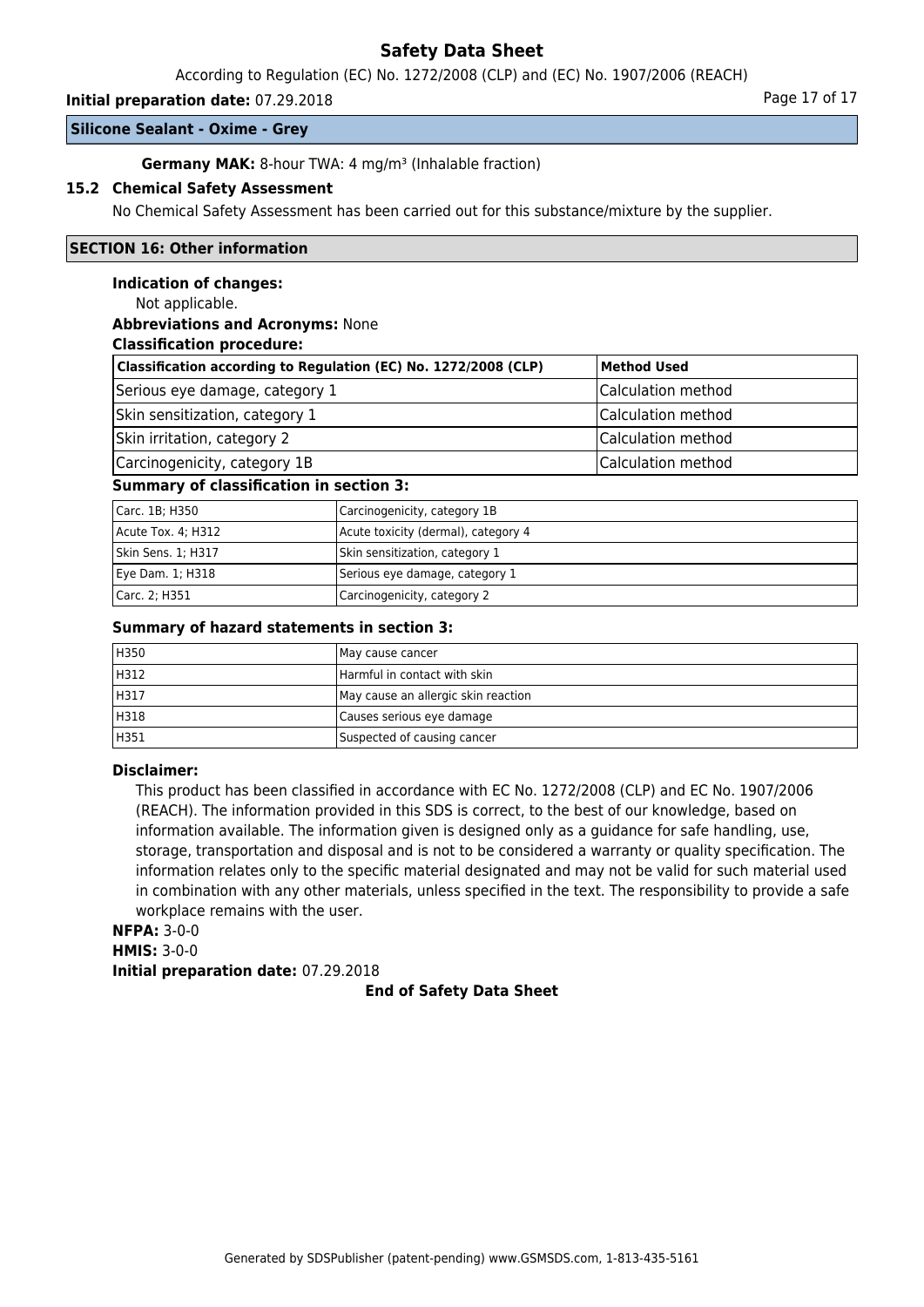**Germany MAK:** 8-hour TWA: 4 mg/m³ (Inhalable fraction)

### 15.2 Chemical Safety Assessment

No Chemical Safety Assessment has been carried out for this substance/mixture by the supplier.

## SECTION 16: Other information

**Indication of changes:**

Not applicable.

**Abbreviations and Acronyms:** None

**Classification procedure:**

| Classification according to Regulation (EC) No. 1272/2008 (CLP) | Method Used |
|---|---|
| Serious eye damage, category 1 | Calculation method |
| Skin sensitization, category 1 | Calculation method |
| Skin irritation, category 2 | Calculation method |
| Carcinogenicity, category 1B | Calculation method |

**Summary of classification in section 3:**

| | |
|---|---|
| Carc. 1B; H350 | Carcinogenicity, category 1B |
| Acute Tox. 4; H312 | Acute toxicity (dermal), category 4 |
| Skin Sens. 1; H317 | Skin sensitization, category 1 |
| Eye Dam. 1; H318 | Serious eye damage, category 1 |
| Carc. 2; H351 | Carcinogenicity, category 2 |

**Summary of hazard statements in section 3:**

| | |
|---|---|
| H350 | May cause cancer |
| H312 | Harmful in contact with skin |
| H317 | May cause an allergic skin reaction |
| H318 | Causes serious eye damage |
| H351 | Suspected of causing cancer |

**Disclaimer:**

This product has been classified in accordance with EC No. 1272/2008 (CLP) and EC No. 1907/2006 (REACH). The information provided in this SDS is correct, to the best of our knowledge, based on information available. The information given is designed only as a guidance for safe handling, use, storage, transportation and disposal and is not to be considered a warranty or quality specification. The information relates only to the specific material designated and may not be valid for such material used in combination with any other materials, unless specified in the text. The responsibility to provide a safe workplace remains with the user.

**NFPA:** 3-0-0

**HMIS:** 3-0-0

**Initial preparation date:** 07.29.2018

**End of Safety Data Sheet**